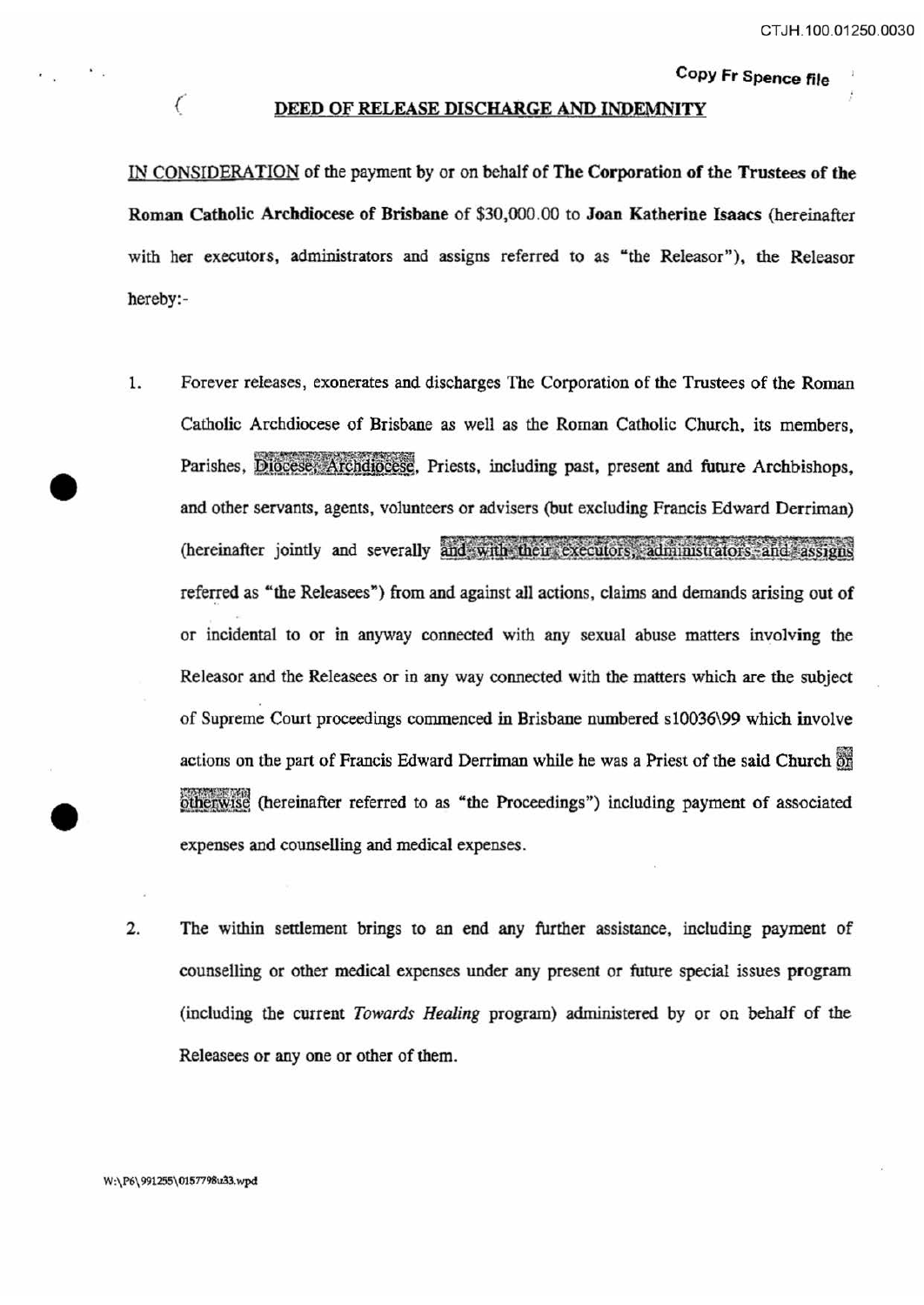Copy Fr Spence file

## DEED OF RELEASE DISCHARGE AND INDEMNITY

IN CONSIDERATION of the payment by or on behalf of **The Corporation of the Trustees of the Roman Catholic Archdiocese of Brisbane** of $30,000.00 to **Joan Katherine Isaacs** (hereinafter with her executors, administrators and assigns referred to as "the Releasor"), the Releasor hereby:-

1. Forever releases, exonerates and discharges The Corporation of the Trustees of the Roman Catholic Archdiocese of Brisbane as well as the Roman Catholic Church, its members, Parishes, Diocese, Archdiocese, Priests, including past, present and future Archbishops, and other servants, agents, volunteers or advisers (but excluding Francis Edward Derriman) (hereinafter jointly and severally and with their executors, administrators and assigns referred as "the Releasees") from and against all actions, claims and demands arising out of or incidental to or in anyway connected with any sexual abuse matters involving the Releasor and the Releasees or in any way connected with the matters which are the subject of Supreme Court proceedings commenced in Brisbane numbered s10036\99 which involve actions on the part of Francis Edward Derriman while he was a Priest of the said Church or otherwise (hereinafter referred to as "the Proceedings") including payment of associated expenses and counselling and medical expenses.

2. The within settlement brings to an end any further assistance, including payment of counselling or other medical expenses under any present or future special issues program (including the current *Towards Healing* program) administered by or on behalf of the Releasees or any one or other of them.

W:\P6\991255\0157798u33.wpd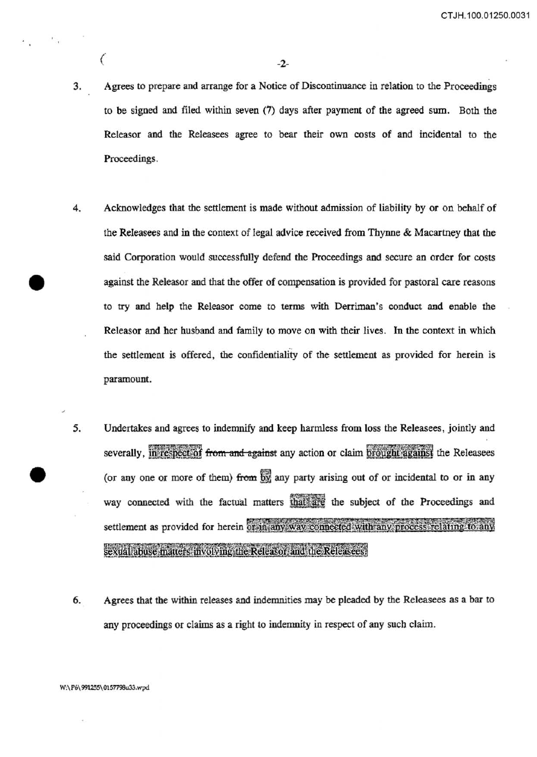3. Agrees to prepare and arrange for a Notice of Discontinuance in relation to the Proceedings to be signed and filed within seven (7) days after payment of the agreed sum. Both the Releasor and the Releasees agree to bear their own costs of and incidental to the Proceedings.

4. Acknowledges that the settlement is made without admission of liability by or on behalf of the Releasees and in the context of legal advice received from Thynne & Macartney that the said Corporation would successfully defend the Proceedings and secure an order for costs against the Releasor and that the offer of compensation is provided for pastoral care reasons to try and help the Releasor come to terms with Derriman's conduct and enable the Releasor and her husband and family to move on with their lives. In the context in which the settlement is offered, the confidentiality of the settlement as provided for herein is paramount.

5. Undertakes and agrees to indemnify and keep harmless from loss the Releasees, jointly and severally, in respect of ~~from and against~~ any action or claim brought against the Releasees (or any one or more of them) ~~from~~ by any party arising out of or incidental to or in any way connected with the factual matters that are the subject of the Proceedings and settlement as provided for herein or in any way connected with any process relating to any sexual abuse matters involving the Releasor and the Releasees.

6. Agrees that the within releases and indemnities may be pleaded by the Releasees as a bar to any proceedings or claims as a right to indemnity in respect of any such claim.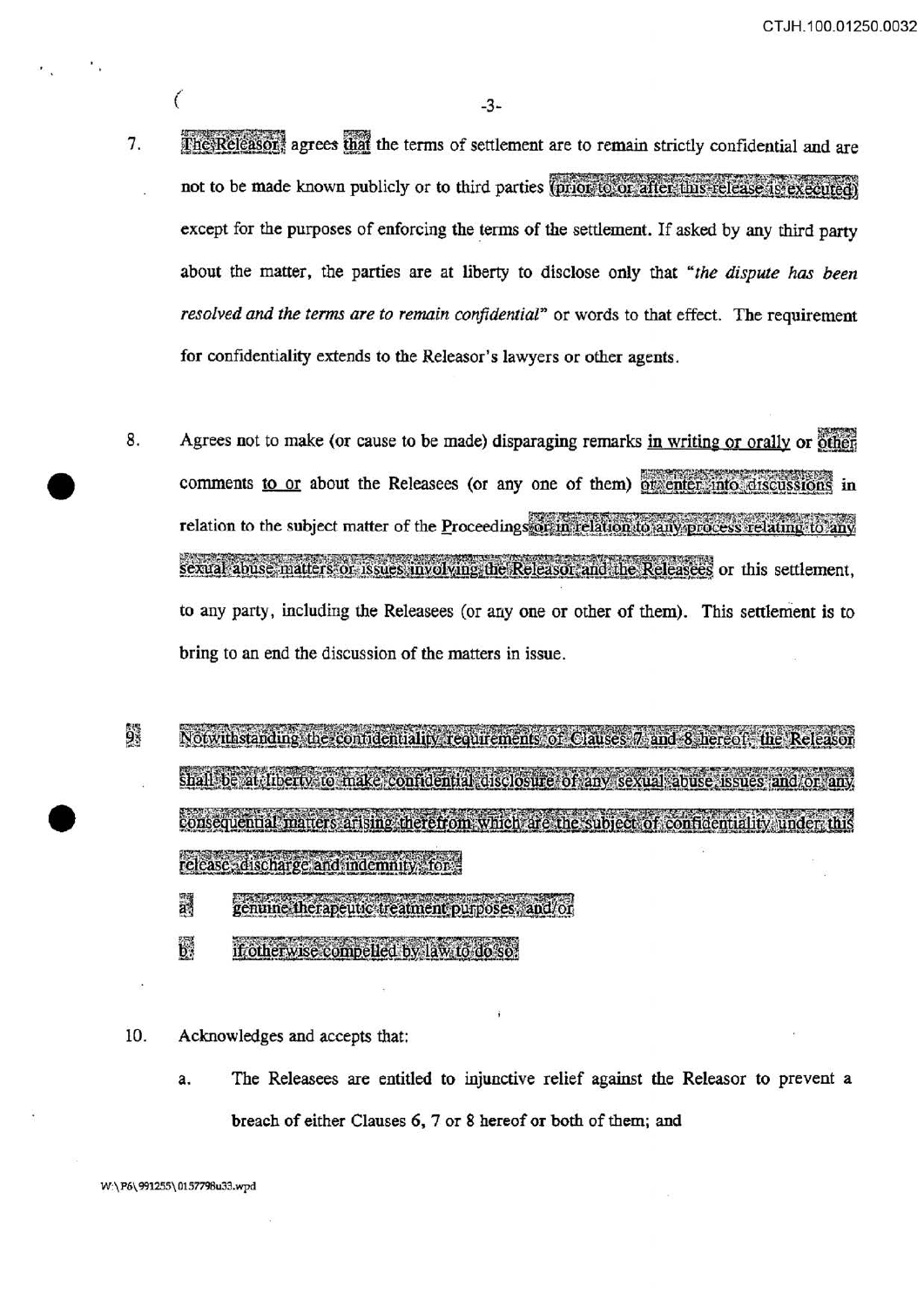7. The Releasor agrees that the terms of settlement are to remain strictly confidential and are not to be made known publicly or to third parties (prior to or after this release is executed) except for the purposes of enforcing the terms of the settlement. If asked by any third party about the matter, the parties are at liberty to disclose only that "*the dispute has been resolved and the terms are to remain confidential*" or words to that effect. The requirement for confidentiality extends to the Releasor's lawyers or other agents.

8. Agrees not to make (or cause to be made) disparaging remarks in writing or orally or other comments to or about the Releasees (or any one of them) or enter into discussions in relation to the subject matter of the Proceedings or in relation to any process relating to any sexual abuse matters or issues involving the Releasor and the Releasees or this settlement, to any party, including the Releasees (or any one or other of them). This settlement is to bring to an end the discussion of the matters in issue.

9. Notwithstanding the confidentiality requirements of Clauses 7 and 8 hereof, the Releasor shall be at liberty to make confidential disclosure of any sexual abuse issues and/or any consequential matters arising therefrom which are the subject of confidentiality under this release, discharge and indemnity, for:

   a. genuine therapeutic treatment purposes, and/or

   b. if otherwise compelled by law to do so.

10. Acknowledges and accepts that:

    a. The Releasees are entitled to injunctive relief against the Releasor to prevent a breach of either Clauses 6, 7 or 8 hereof or both of them; and

W:\P6\991255\0157798u33.wpd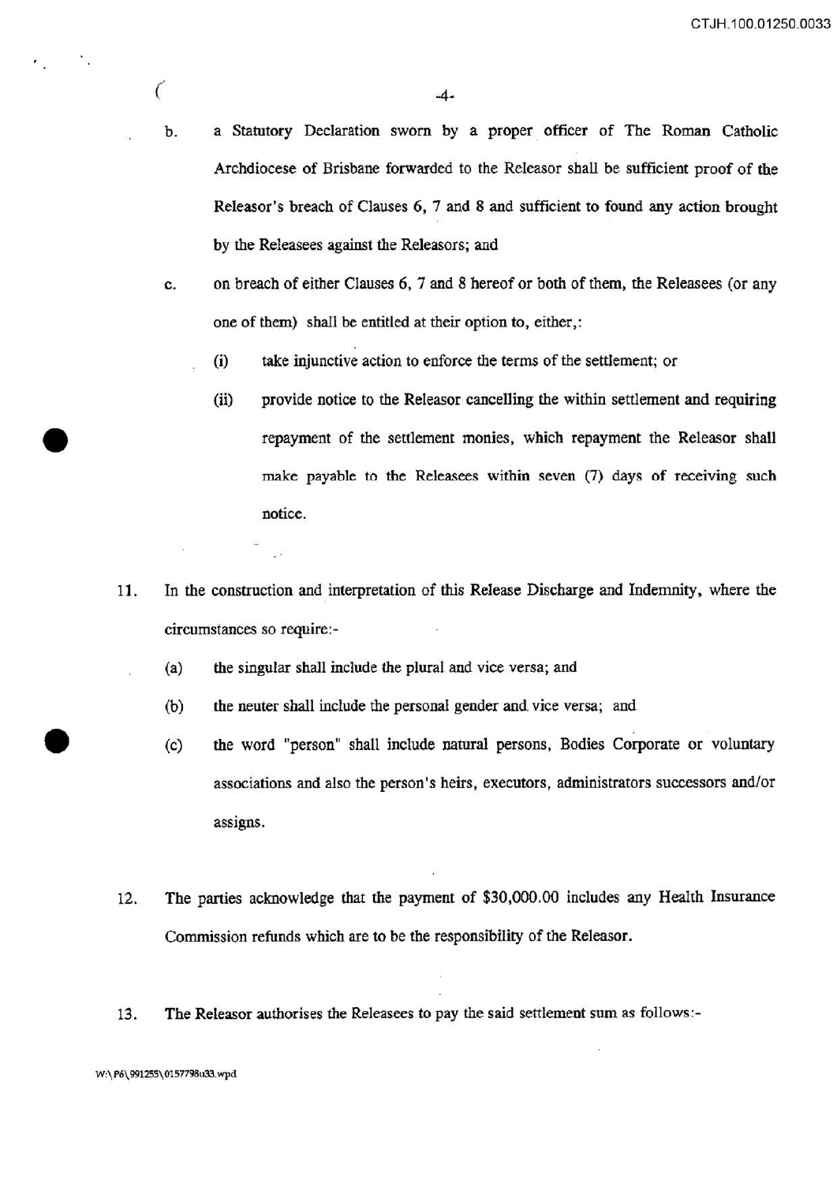b. a Statutory Declaration sworn by a proper officer of The Roman Catholic Archdiocese of Brisbane forwarded to the Releasor shall be sufficient proof of the Releasor's breach of Clauses 6, 7 and 8 and sufficient to found any action brought by the Releasees against the Releasors; and

c. on breach of either Clauses 6, 7 and 8 hereof or both of them, the Releasees (or any one of them) shall be entitled at their option to, either,:

   (i) take injunctive action to enforce the terms of the settlement; or

   (ii) provide notice to the Releasor cancelling the within settlement and requiring repayment of the settlement monies, which repayment the Releasor shall make payable to the Releasees within seven (7) days of receiving such notice.

11. In the construction and interpretation of this Release Discharge and Indemnity, where the circumstances so require:-

   (a) the singular shall include the plural and vice versa; and

   (b) the neuter shall include the personal gender and vice versa; and

   (c) the word "person" shall include natural persons, Bodies Corporate or voluntary associations and also the person's heirs, executors, administrators successors and/or assigns.

12. The parties acknowledge that the payment of $30,000.00 includes any Health Insurance Commission refunds which are to be the responsibility of the Releasor.

13. The Releasor authorises the Releasees to pay the said settlement sum as follows:-

W:\P6\991255\0157798u33.wpd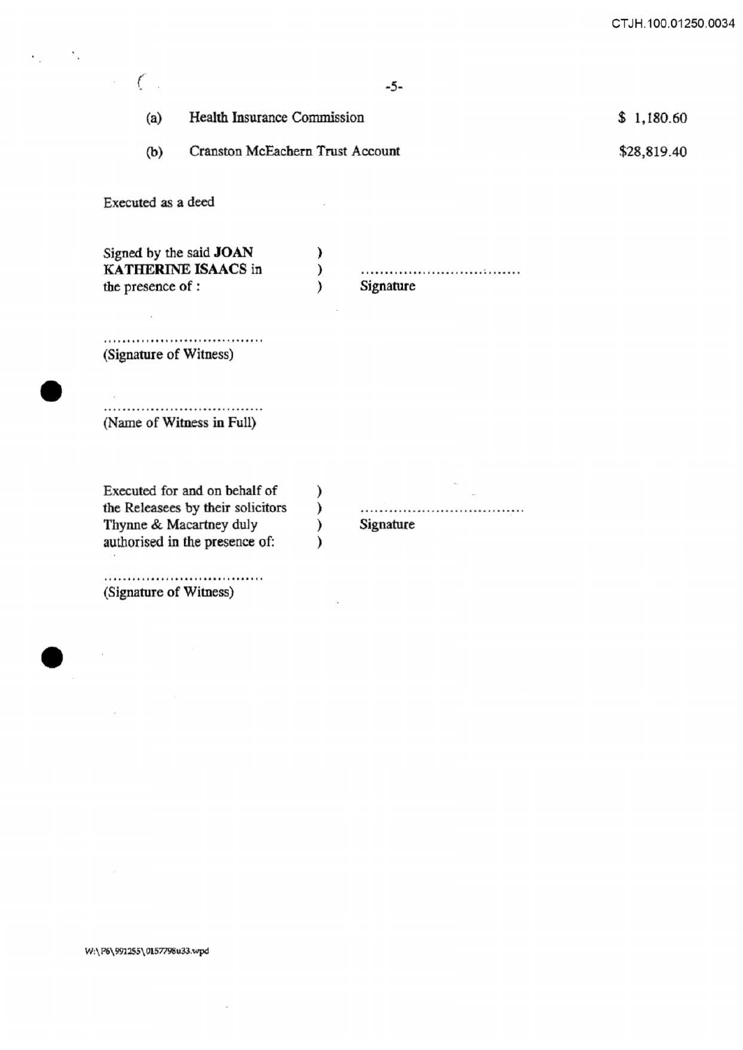(a) Health Insurance Commission $ 1,180.60

(b) Cranston McEachern Trust Account $28,819.40

Executed as a deed

Signed by the said **JOAN KATHERINE ISAACS** in the presence of : ) ) ) .................................. Signature

..................................
(Signature of Witness)

..................................
(Name of Witness in Full)

Executed for and on behalf of the Releasees by their solicitors Thynne & Macartney duly authorised in the presence of: ) ) ) ) .................................. Signature

..................................
(Signature of Witness)

W:\P6\991255\0157798u33.wpd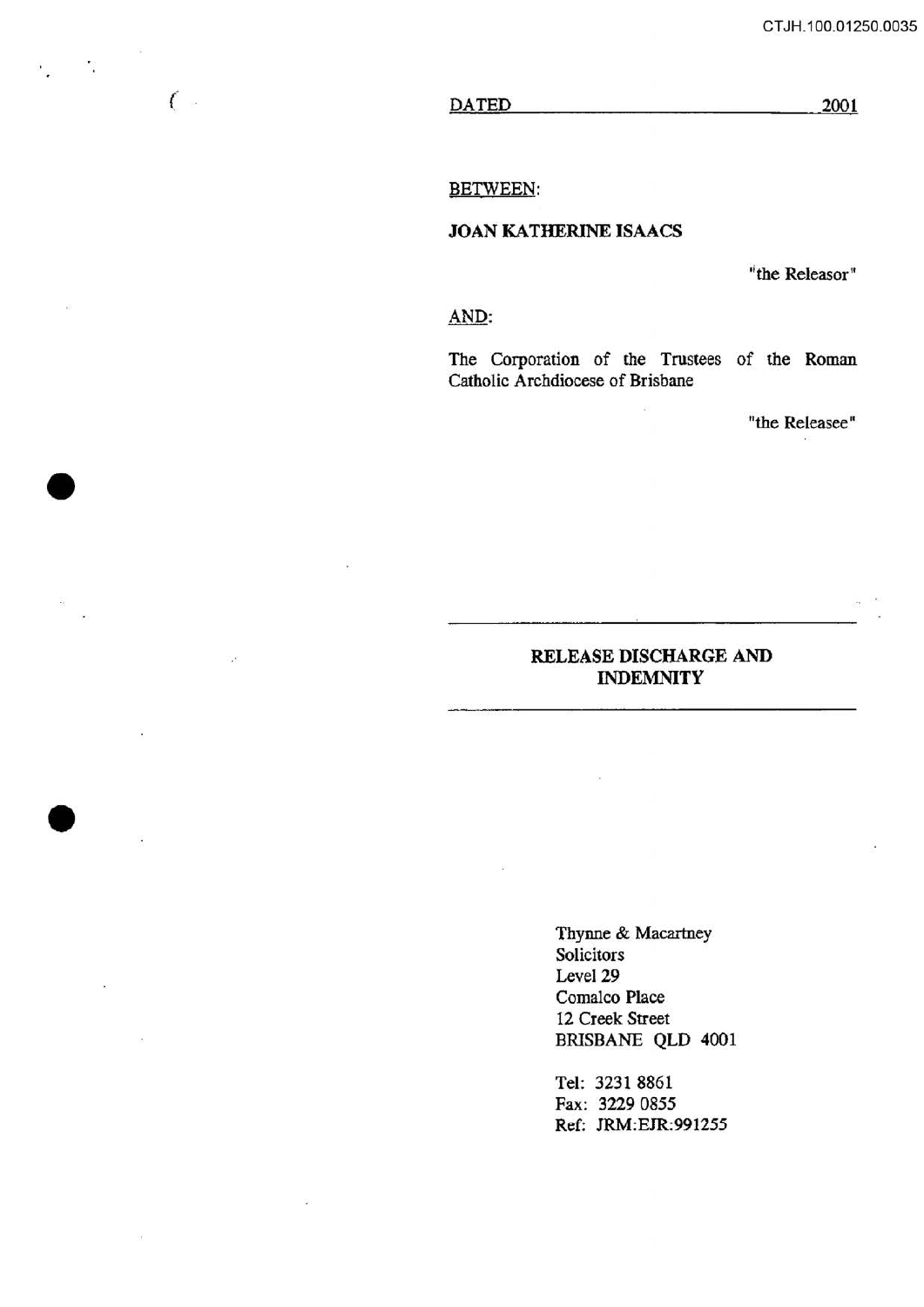DATED ______________________________ 2001

BETWEEN:

**JOAN KATHERINE ISAACS**

"the Releasor"

AND:

The Corporation of the Trustees of the Roman Catholic Archdiocese of Brisbane

"the Releasee"

---

**RELEASE DISCHARGE AND INDEMNITY**

---

Thynne & Macartney  
Solicitors  
Level 29  
Comalco Place  
12 Creek Street  
BRISBANE QLD 4001

Tel: 3231 8861  
Fax: 3229 0855  
Ref: JRM:EJR:991255